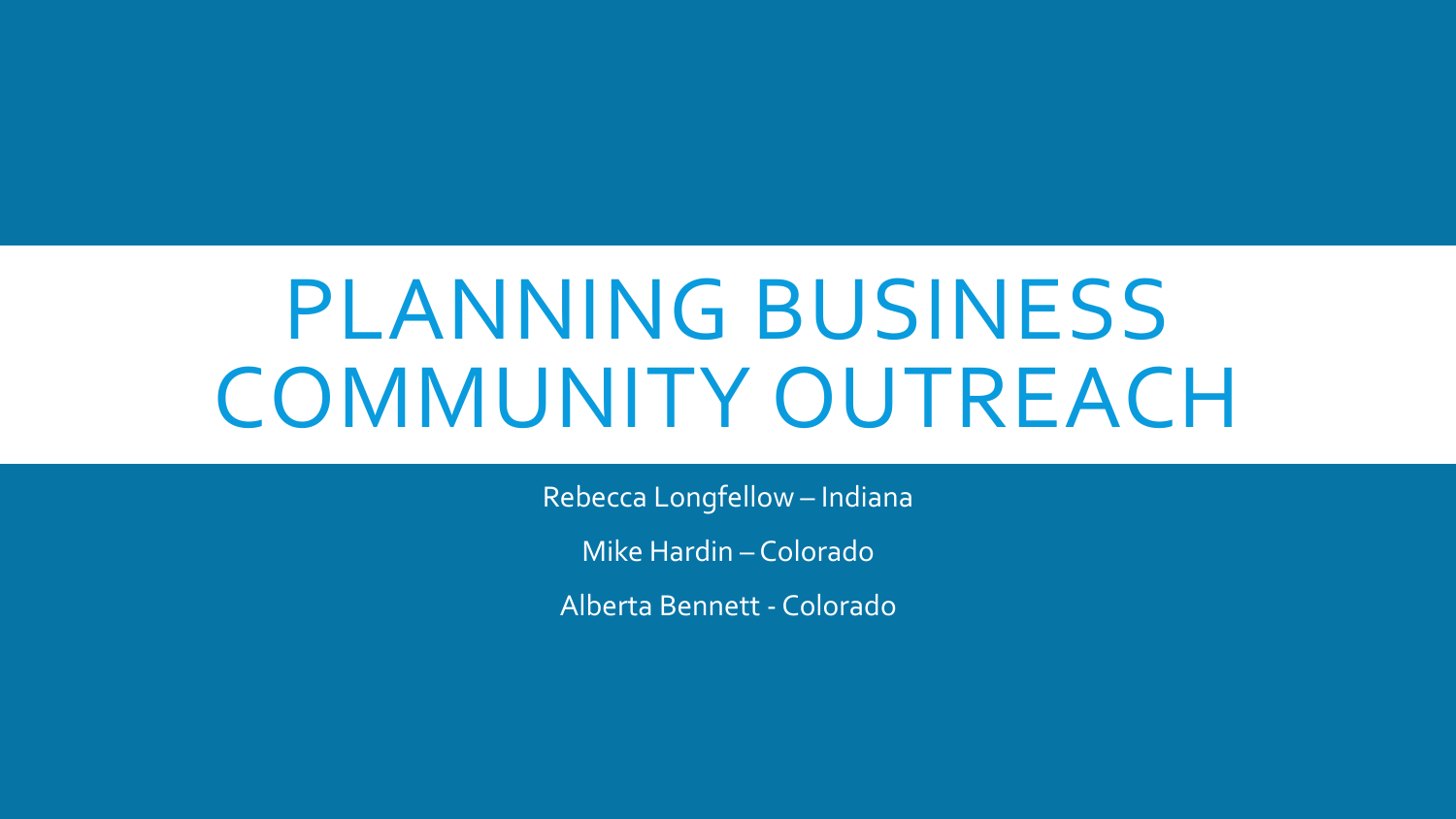# PLANNING BUSINESS COMMUNITY OUTREACH

Rebecca Longfellow – Indiana

Mike Hardin – Colorado

Alberta Bennett - Colorado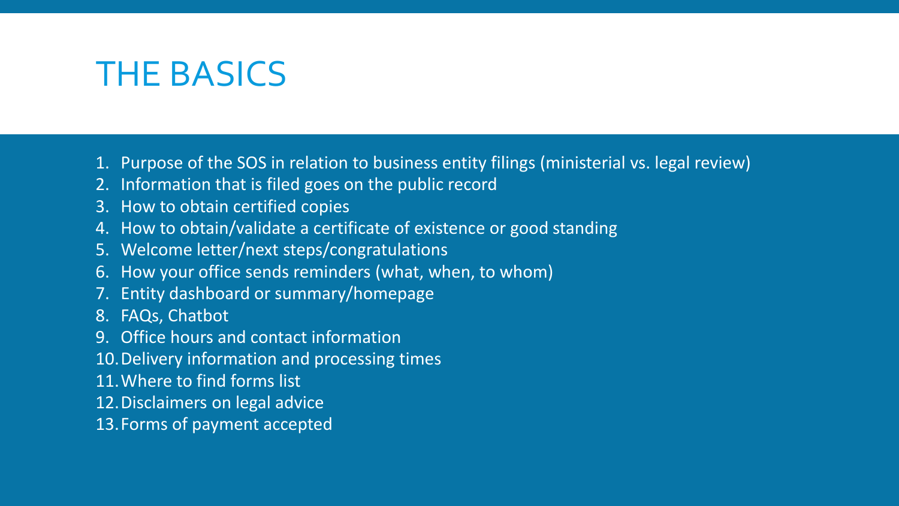# THE BASICS

1. Purpose of the SOS in relation to business entity filings (ministerial vs. legal review)
2. Information that is filed goes on the public record
3. How to obtain certified copies
4. How to obtain/validate a certificate of existence or good standing
5. Welcome letter/next steps/congratulations
6. How your office sends reminders (what, when, to whom)
7. Entity dashboard or summary/homepage
8. FAQs, Chatbot
9. Office hours and contact information
10. Delivery information and processing times
11. Where to find forms list
12. Disclaimers on legal advice
13. Forms of payment accepted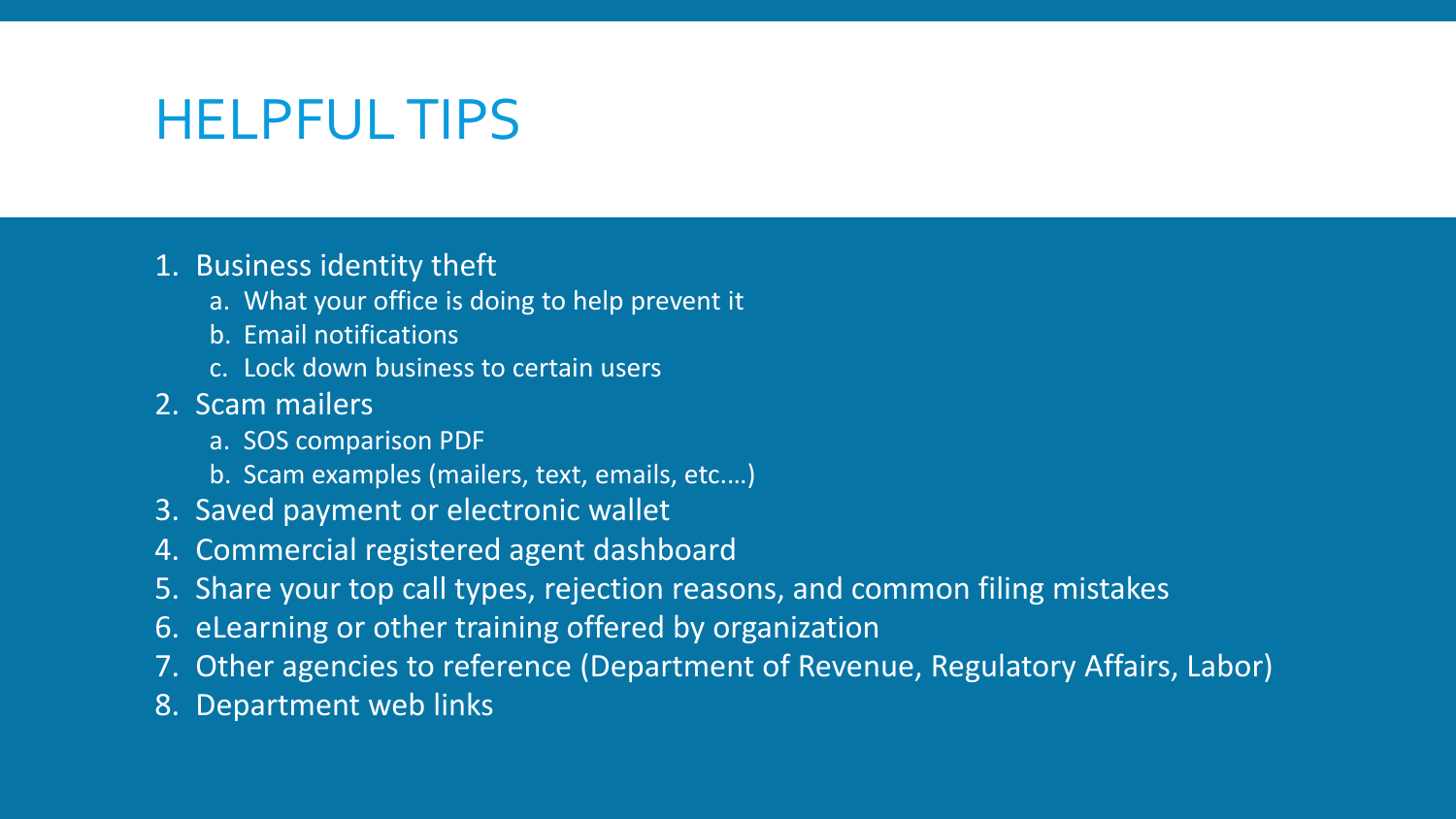# HELPFUL TIPS

1. Business identity theft
   a. What your office is doing to help prevent it
   b. Email notifications
   c. Lock down business to certain users
2. Scam mailers
   a. SOS comparison PDF
   b. Scam examples (mailers, text, emails, etc.…)
3. Saved payment or electronic wallet
4. Commercial registered agent dashboard
5. Share your top call types, rejection reasons, and common filing mistakes
6. eLearning or other training offered by organization
7. Other agencies to reference (Department of Revenue, Regulatory Affairs, Labor)
8. Department web links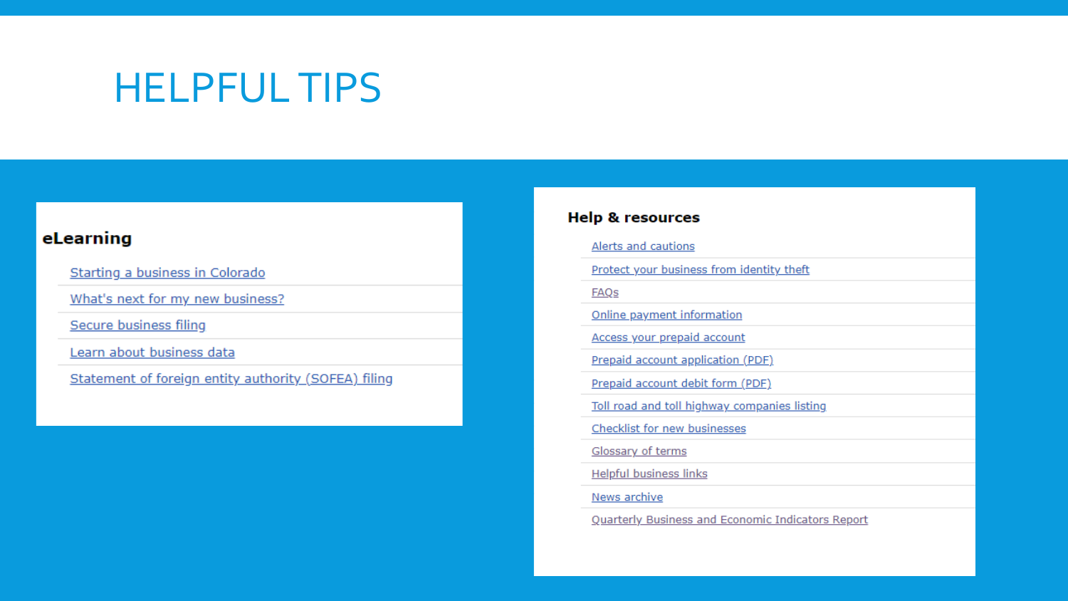# HELPFUL TIPS

## eLearning

- Starting a business in Colorado
- What's next for my new business?
- Secure business filing
- Learn about business data
- Statement of foreign entity authority (SOFEA) filing

## Help & resources

- Alerts and cautions
- Protect your business from identity theft
- FAQs
- Online payment information
- Access your prepaid account
- Prepaid account application (PDF)
- Prepaid account debit form (PDF)
- Toll road and toll highway companies listing
- Checklist for new businesses
- Glossary of terms
- Helpful business links
- News archive
- Quarterly Business and Economic Indicators Report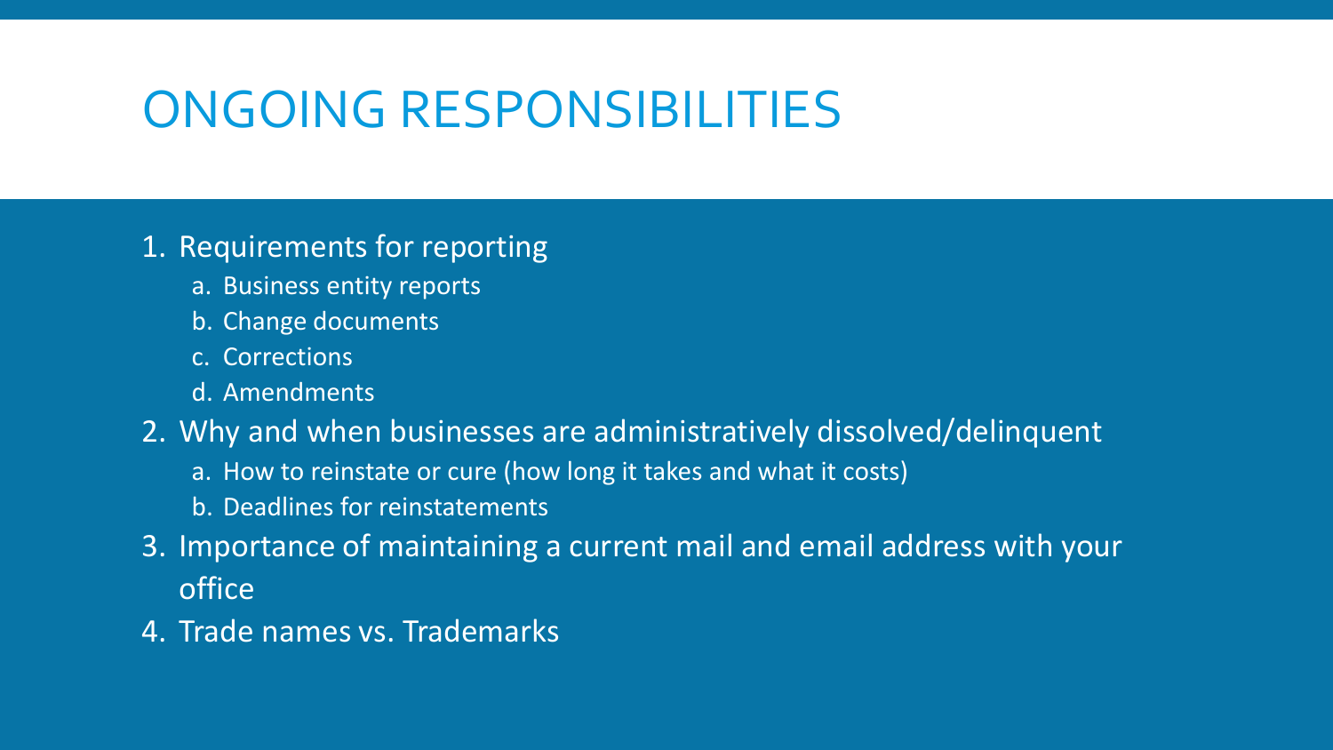# ONGOING RESPONSIBILITIES

1. Requirements for reporting
   a. Business entity reports
   b. Change documents
   c. Corrections
   d. Amendments
2. Why and when businesses are administratively dissolved/delinquent
   a. How to reinstate or cure (how long it takes and what it costs)
   b. Deadlines for reinstatements
3. Importance of maintaining a current mail and email address with your office
4. Trade names vs. Trademarks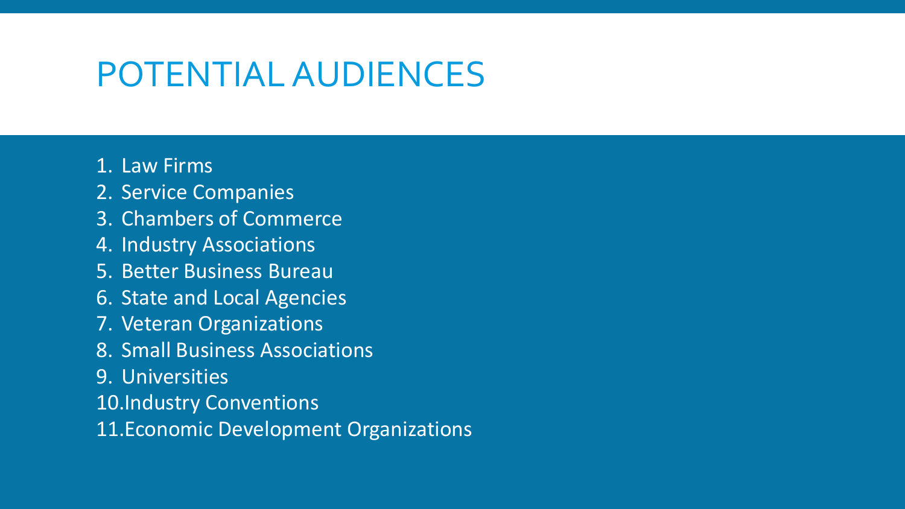# POTENTIAL AUDIENCES

1. Law Firms
2. Service Companies
3. Chambers of Commerce
4. Industry Associations
5. Better Business Bureau
6. State and Local Agencies
7. Veteran Organizations
8. Small Business Associations
9. Universities
10. Industry Conventions
11. Economic Development Organizations